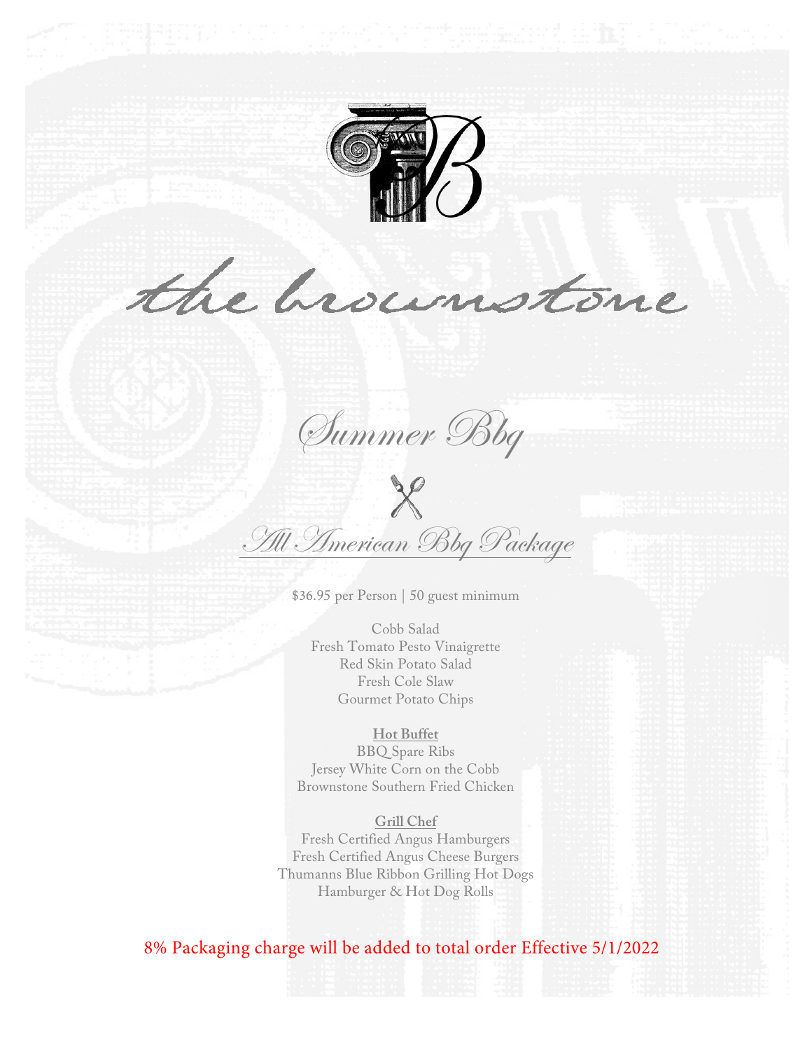# the brownstone

## Summer Bbq

### All American Bbq Package

$36.95 per Person | 50 guest minimum

Cobb Salad
Fresh Tomato Pesto Vinaigrette
Red Skin Potato Salad
Fresh Cole Slaw
Gourmet Potato Chips

**Hot Buffet**

BBQ Spare Ribs
Jersey White Corn on the Cobb
Brownstone Southern Fried Chicken

**Grill Chef**

Fresh Certified Angus Hamburgers
Fresh Certified Angus Cheese Burgers
Thumanns Blue Ribbon Grilling Hot Dogs
Hamburger & Hot Dog Rolls

8% Packaging charge will be added to total order Effective 5/1/2022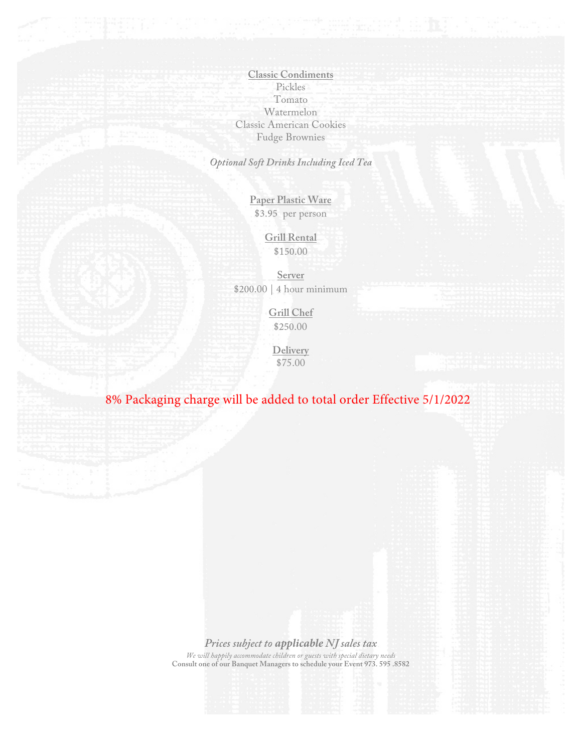**Classic Condiments**

Pickles
Tomato
Watermelon
Classic American Cookies
Fudge Brownies

*Optional Soft Drinks Including Iced Tea*

**Paper Plastic Ware**
$3.95 per person

**Grill Rental**
$150.00

**Server**
$200.00 | 4 hour minimum

**Grill Chef**
$250.00

**Delivery**
$75.00

8% Packaging charge will be added to total order Effective 5/1/2022

***Prices subject to applicable NJ sales tax***

*We will happily accommodate children or guests with special dietary needs*

**Consult one of our Banquet Managers to schedule your Event 973. 595 .8582**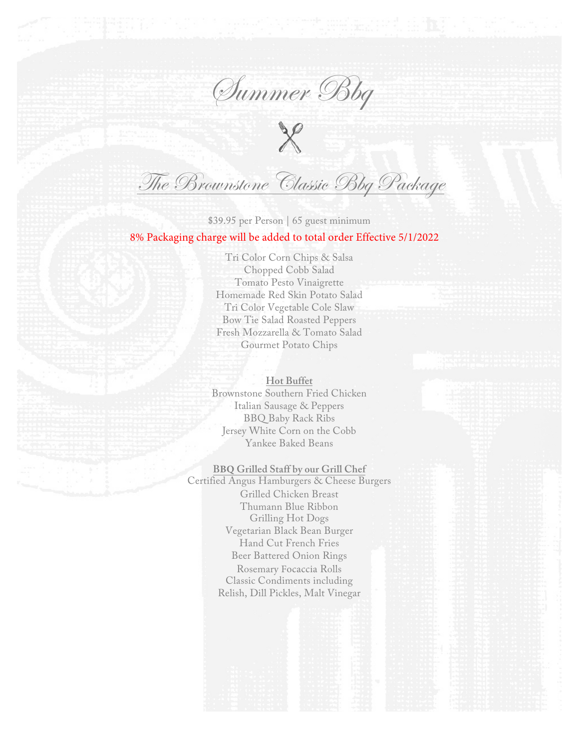# Summer Bbq

## The Brownstone Classic Bbq Package

$39.95 per Person | 65 guest minimum

8% Packaging charge will be added to total order Effective 5/1/2022

Tri Color Corn Chips & Salsa
Chopped Cobb Salad
Tomato Pesto Vinaigrette
Homemade Red Skin Potato Salad
Tri Color Vegetable Cole Slaw
Bow Tie Salad Roasted Peppers
Fresh Mozzarella & Tomato Salad
Gourmet Potato Chips

**Hot Buffet**

Brownstone Southern Fried Chicken
Italian Sausage & Peppers
BBQ Baby Rack Ribs
Jersey White Corn on the Cobb
Yankee Baked Beans

**BBQ Grilled Staff by our Grill Chef**

Certified Angus Hamburgers & Cheese Burgers
Grilled Chicken Breast
Thumann Blue Ribbon
Grilling Hot Dogs
Vegetarian Black Bean Burger
Hand Cut French Fries
Beer Battered Onion Rings
Rosemary Focaccia Rolls
Classic Condiments including
Relish, Dill Pickles, Malt Vinegar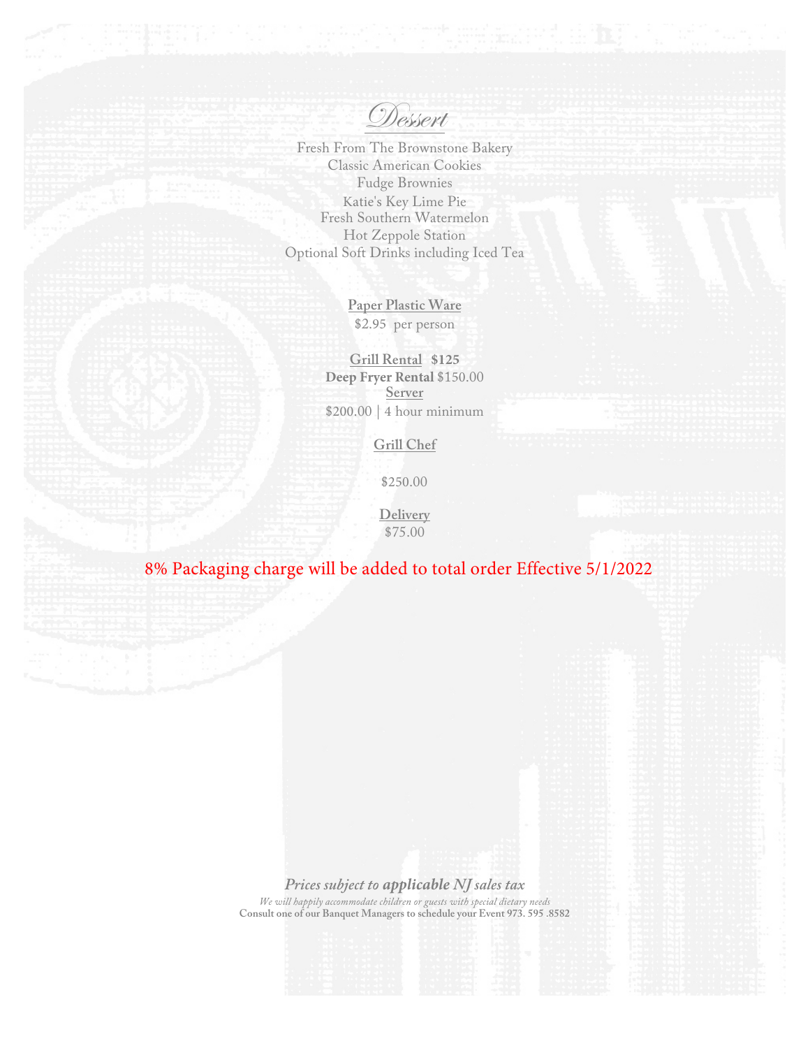# Dessert

Fresh From The Brownstone Bakery
Classic American Cookies
Fudge Brownies
Katie's Key Lime Pie
Fresh Southern Watermelon
Hot Zeppole Station
Optional Soft Drinks including Iced Tea

**Paper Plastic Ware**
$2.95 per person

**Grill Rental** **$125**
**Deep Fryer Rental** $150.00
**Server**
$200.00 | 4 hour minimum

**Grill Chef**

$250.00

**Delivery**
$75.00

8% Packaging charge will be added to total order Effective 5/1/2022

***Prices subject to applicable NJ sales tax***

*We will happily accommodate children or guests with special dietary needs*

**Consult one of our Banquet Managers to schedule your Event 973. 595 .8582**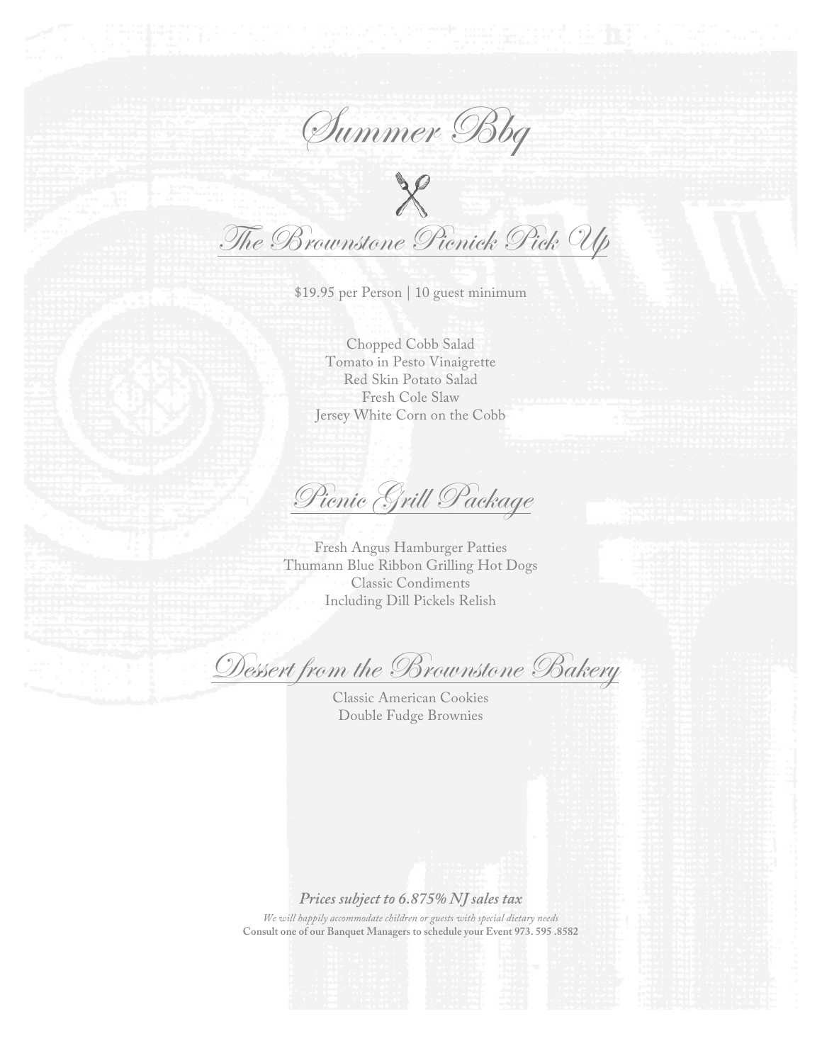# Summer Bbq

## The Brownstone Picnick Pick Up

$19.95 per Person | 10 guest minimum

Chopped Cobb Salad
Tomato in Pesto Vinaigrette
Red Skin Potato Salad
Fresh Cole Slaw
Jersey White Corn on the Cobb

## Picnic Grill Package

Fresh Angus Hamburger Patties
Thumann Blue Ribbon Grilling Hot Dogs
Classic Condiments
Including Dill Pickels Relish

## Dessert from the Brownstone Bakery

Classic American Cookies
Double Fudge Brownies

***Prices subject to 6.875% NJ sales tax***

*We will happily accommodate children or guests with special dietary needs*

**Consult one of our Banquet Managers to schedule your Event 973. 595 .8582**